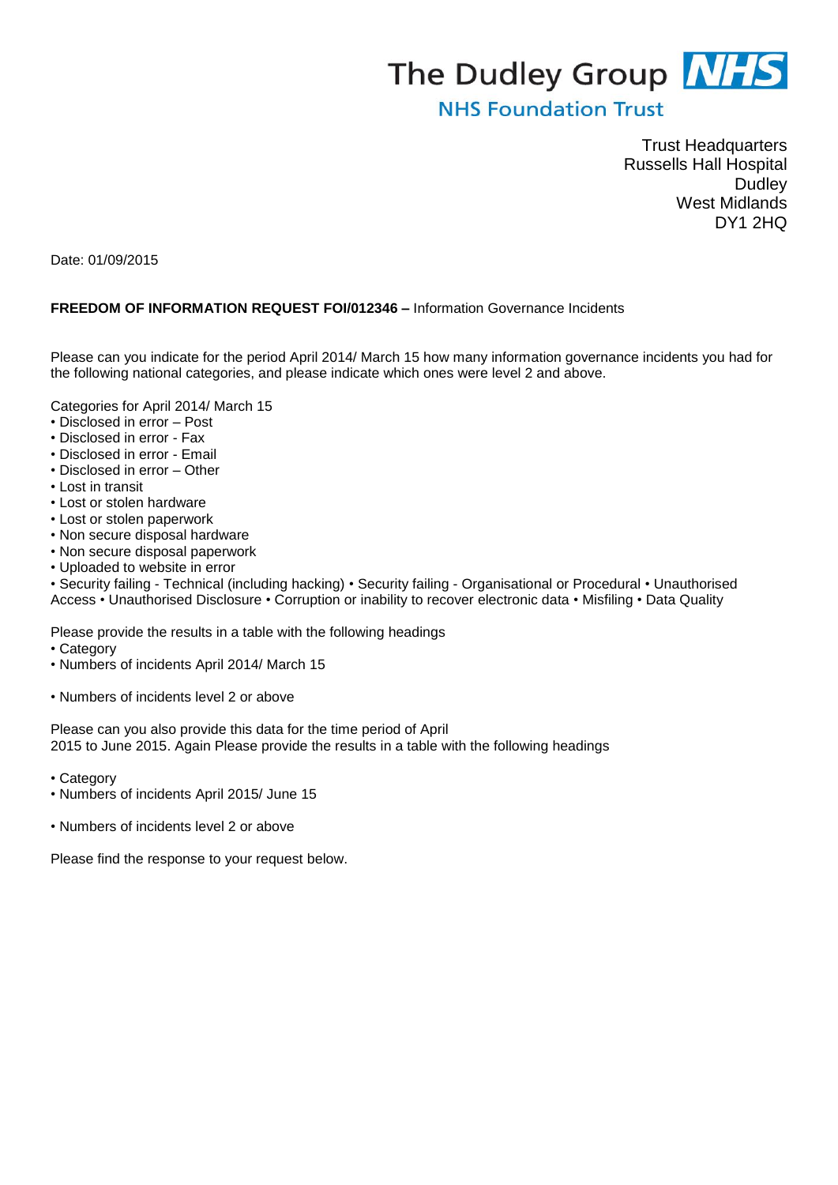The Dudley Group NHS
NHS Foundation Trust

Trust Headquarters
Russells Hall Hospital
Dudley
West Midlands
DY1 2HQ

Date: 01/09/2015

**FREEDOM OF INFORMATION REQUEST FOI/012346 –** Information Governance Incidents

Please can you indicate for the period April 2014/ March 15 how many information governance incidents you had for the following national categories, and please indicate which ones were level 2 and above.

Categories for April 2014/ March 15
- Disclosed in error – Post
- Disclosed in error - Fax
- Disclosed in error - Email
- Disclosed in error – Other
- Lost in transit
- Lost or stolen hardware
- Lost or stolen paperwork
- Non secure disposal hardware
- Non secure disposal paperwork
- Uploaded to website in error
- Security failing - Technical (including hacking) • Security failing - Organisational or Procedural • Unauthorised Access • Unauthorised Disclosure • Corruption or inability to recover electronic data • Misfiling • Data Quality

Please provide the results in a table with the following headings
- Category
- Numbers of incidents April 2014/ March 15

- Numbers of incidents level 2 or above

Please can you also provide this data for the time period of April 2015 to June 2015. Again Please provide the results in a table with the following headings

- Category
- Numbers of incidents April 2015/ June 15

- Numbers of incidents level 2 or above

Please find the response to your request below.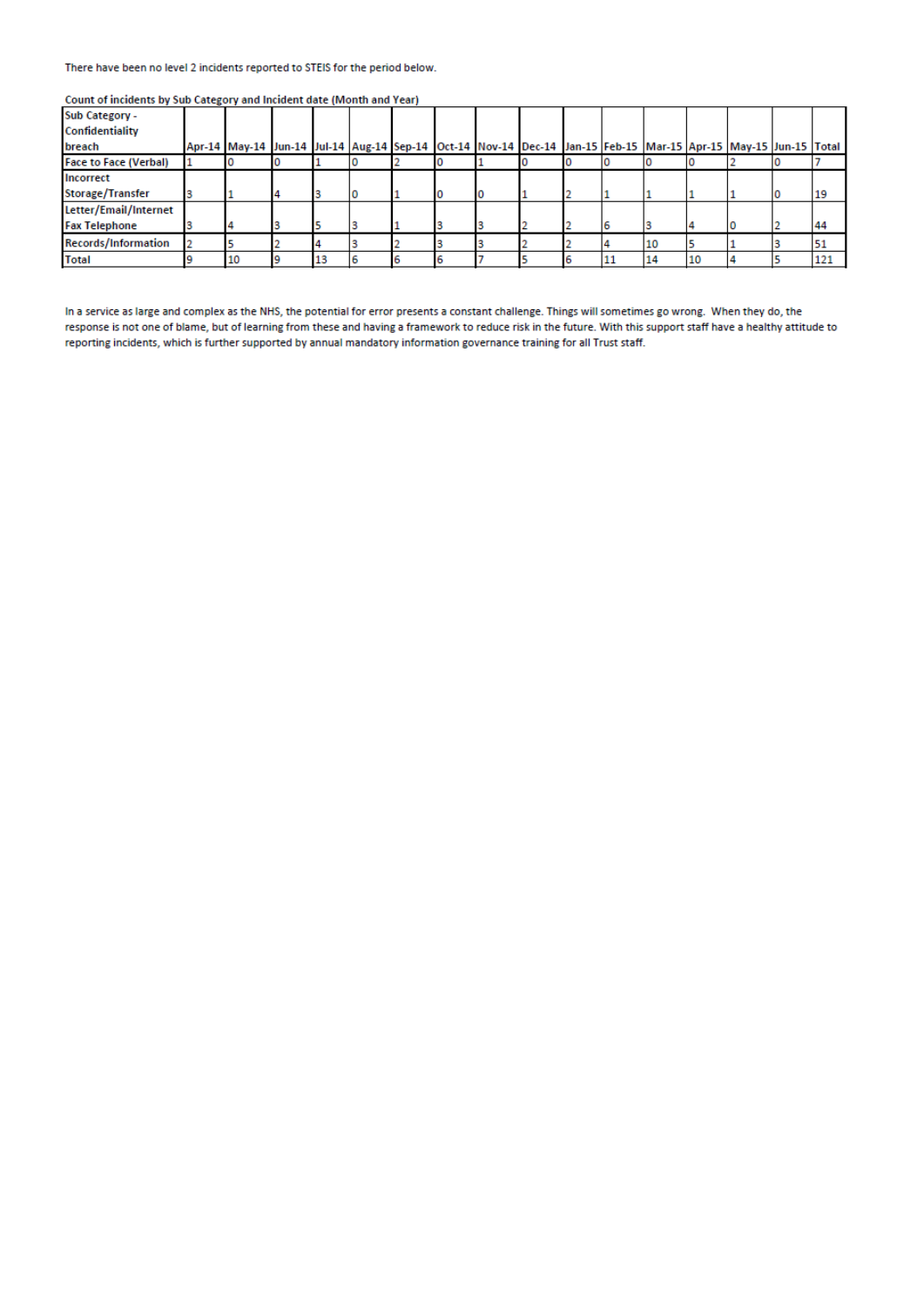There have been no level 2 incidents reported to STEIS for the period below.

**Count of incidents by Sub Category and Incident date (Month and Year)**

| Sub Category - Confidentiality breach | Apr-14 | May-14 | Jun-14 | Jul-14 | Aug-14 | Sep-14 | Oct-14 | Nov-14 | Dec-14 | Jan-15 | Feb-15 | Mar-15 | Apr-15 | May-15 | Jun-15 | Total |
|---|---|---|---|---|---|---|---|---|---|---|---|---|---|---|---|---|
| Face to Face (Verbal) | 1 | 0 | 0 | 1 | 0 | 2 | 0 | 1 | 0 | 0 | 0 | 0 | 0 | 2 | 0 | 7 |
| Incorrect Storage/Transfer | 3 | 1 | 4 | 3 | 0 | 1 | 0 | 0 | 1 | 2 | 1 | 1 | 1 | 1 | 0 | 19 |
| Letter/Email/Internet Fax Telephone | 3 | 4 | 3 | 5 | 3 | 1 | 3 | 3 | 2 | 2 | 6 | 3 | 4 | 0 | 2 | 44 |
| Records/Information | 2 | 5 | 2 | 4 | 3 | 2 | 3 | 3 | 2 | 2 | 4 | 10 | 5 | 1 | 3 | 51 |
| Total | 9 | 10 | 9 | 13 | 6 | 6 | 6 | 7 | 5 | 6 | 11 | 14 | 10 | 4 | 5 | 121 |

In a service as large and complex as the NHS, the potential for error presents a constant challenge. Things will sometimes go wrong. When they do, the response is not one of blame, but of learning from these and having a framework to reduce risk in the future. With this support staff have a healthy attitude to reporting incidents, which is further supported by annual mandatory information governance training for all Trust staff.